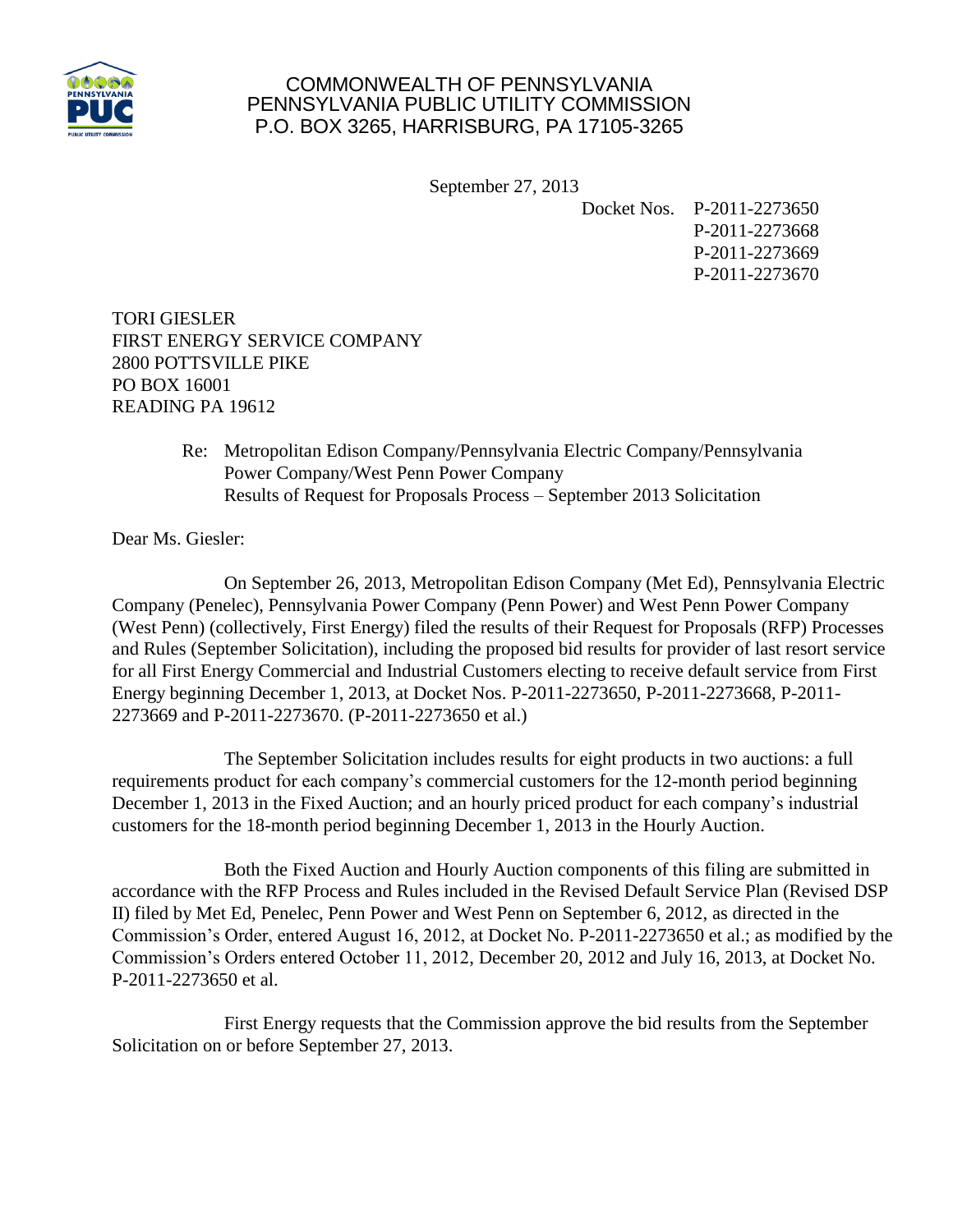COMMONWEALTH OF PENNSYLVANIA
PENNSYLVANIA PUBLIC UTILITY COMMISSION
P.O. BOX 3265, HARRISBURG, PA 17105-3265

September 27, 2013

Docket Nos. P-2011-2273650
P-2011-2273668
P-2011-2273669
P-2011-2273670

TORI GIESLER
FIRST ENERGY SERVICE COMPANY
2800 POTTSVILLE PIKE
PO BOX 16001
READING PA 19612

Re: Metropolitan Edison Company/Pennsylvania Electric Company/Pennsylvania Power Company/West Penn Power Company
Results of Request for Proposals Process – September 2013 Solicitation

Dear Ms. Giesler:

On September 26, 2013, Metropolitan Edison Company (Met Ed), Pennsylvania Electric Company (Penelec), Pennsylvania Power Company (Penn Power) and West Penn Power Company (West Penn) (collectively, First Energy) filed the results of their Request for Proposals (RFP) Processes and Rules (September Solicitation), including the proposed bid results for provider of last resort service for all First Energy Commercial and Industrial Customers electing to receive default service from First Energy beginning December 1, 2013, at Docket Nos. P-2011-2273650, P-2011-2273668, P-2011-2273669 and P-2011-2273670. (P-2011-2273650 et al.)

The September Solicitation includes results for eight products in two auctions: a full requirements product for each company's commercial customers for the 12-month period beginning December 1, 2013 in the Fixed Auction; and an hourly priced product for each company's industrial customers for the 18-month period beginning December 1, 2013 in the Hourly Auction.

Both the Fixed Auction and Hourly Auction components of this filing are submitted in accordance with the RFP Process and Rules included in the Revised Default Service Plan (Revised DSP II) filed by Met Ed, Penelec, Penn Power and West Penn on September 6, 2012, as directed in the Commission's Order, entered August 16, 2012, at Docket No. P-2011-2273650 et al.; as modified by the Commission's Orders entered October 11, 2012, December 20, 2012 and July 16, 2013, at Docket No. P-2011-2273650 et al.

First Energy requests that the Commission approve the bid results from the September Solicitation on or before September 27, 2013.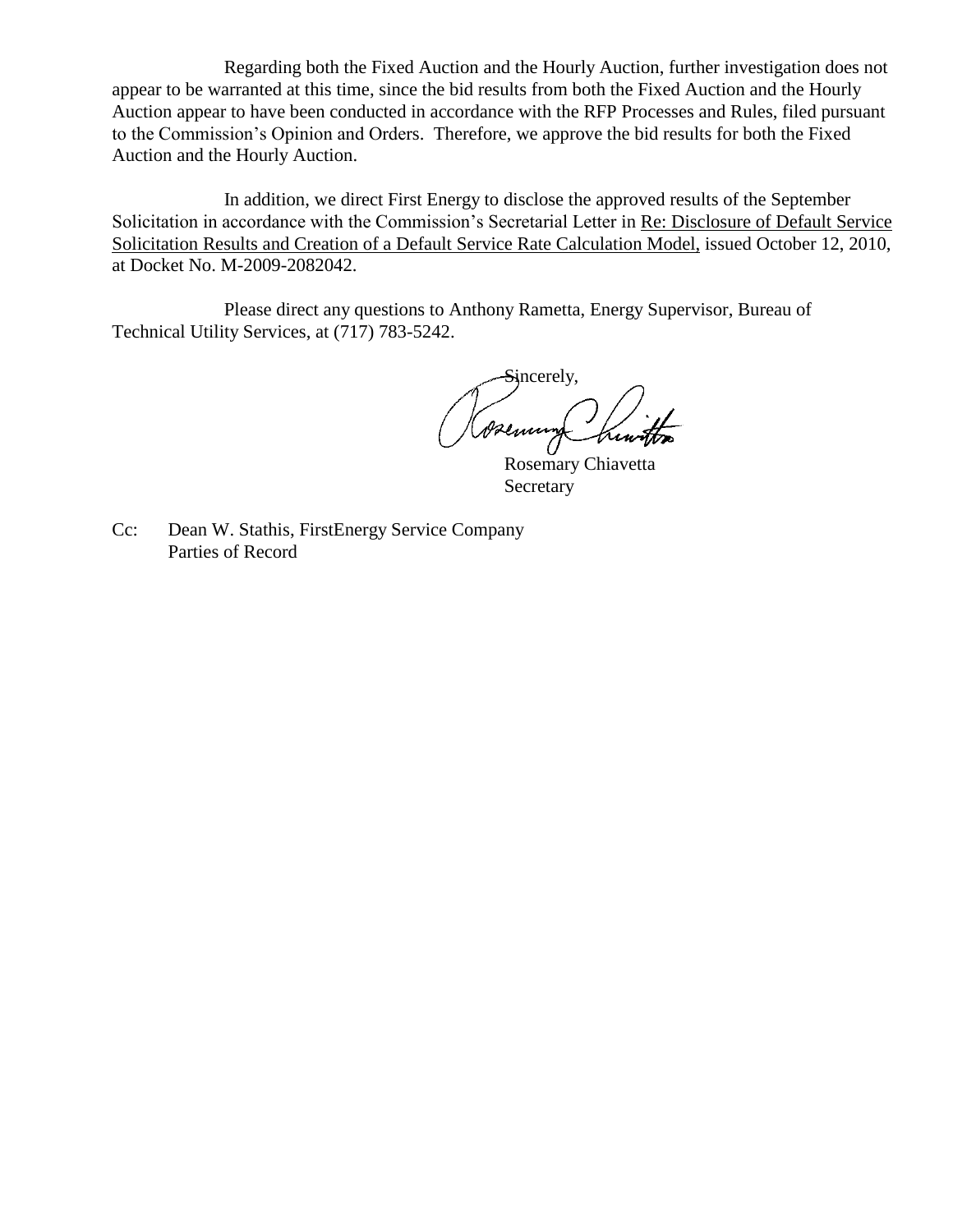Regarding both the Fixed Auction and the Hourly Auction, further investigation does not appear to be warranted at this time, since the bid results from both the Fixed Auction and the Hourly Auction appear to have been conducted in accordance with the RFP Processes and Rules, filed pursuant to the Commission's Opinion and Orders. Therefore, we approve the bid results for both the Fixed Auction and the Hourly Auction.

In addition, we direct First Energy to disclose the approved results of the September Solicitation in accordance with the Commission's Secretarial Letter in Re: Disclosure of Default Service Solicitation Results and Creation of a Default Service Rate Calculation Model, issued October 12, 2010, at Docket No. M-2009-2082042.

Please direct any questions to Anthony Rametta, Energy Supervisor, Bureau of Technical Utility Services, at (717) 783-5242.

Sincerely,

Rosemary Chiavetta
Secretary

Cc: Dean W. Stathis, FirstEnergy Service Company
Parties of Record